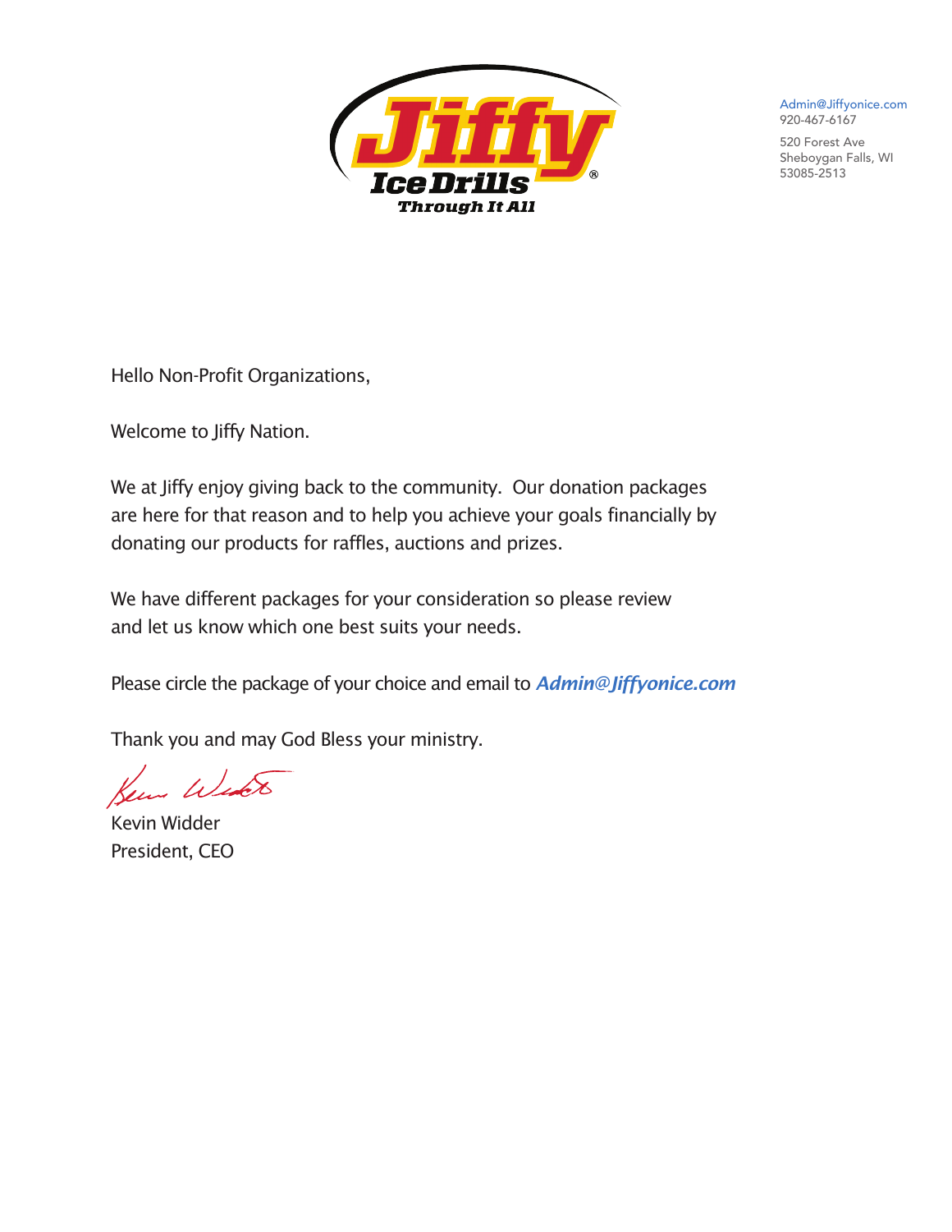Jiffy Ice Drills
Through It All

Admin@Jiffyonice.com
920-467-6167

520 Forest Ave
Sheboygan Falls, WI
53085-2513

Hello Non-Profit Organizations,

Welcome to Jiffy Nation.

We at Jiffy enjoy giving back to the community. Our donation packages are here for that reason and to help you achieve your goals financially by donating our products for raffles, auctions and prizes.

We have different packages for your consideration so please review and let us know which one best suits your needs.

Please circle the package of your choice and email to ***Admin@Jiffyonice.com***

Thank you and may God Bless your ministry.

Kevin Widder
President, CEO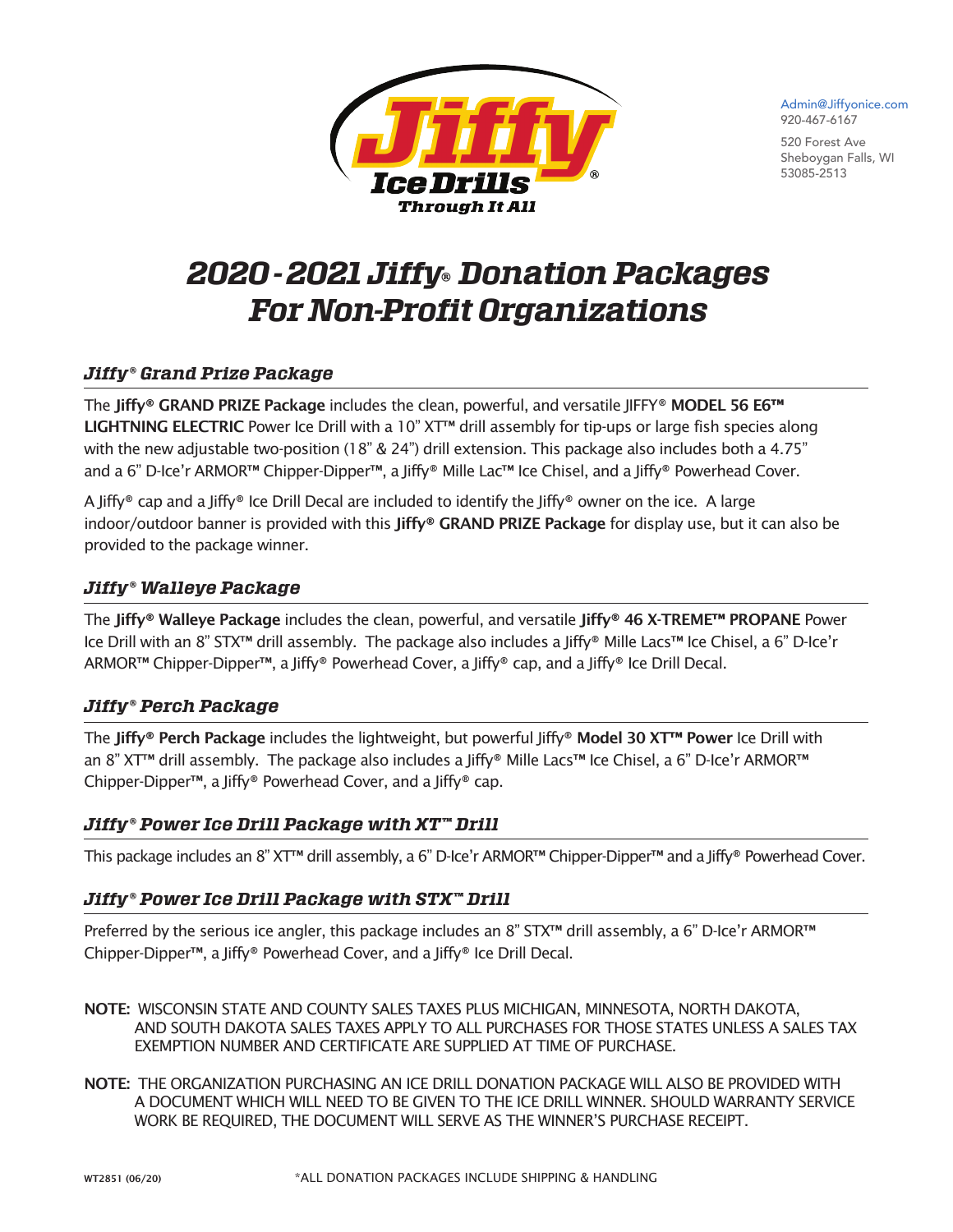Jiffy® Ice Drills
Through It All

Admin@Jiffyonice.com
920-467-6167

520 Forest Ave
Sheboygan Falls, WI
53085-2513

# 2020 - 2021 Jiffy® Donation Packages For Non-Profit Organizations

## *Jiffy® Grand Prize Package*

The **Jiffy® GRAND PRIZE Package** includes the clean, powerful, and versatile JIFFY® **MODEL 56 E6™ LIGHTNING ELECTRIC** Power Ice Drill with a 10" XT™ drill assembly for tip-ups or large fish species along with the new adjustable two-position (18" & 24") drill extension. This package also includes both a 4.75" and a 6" D-Ice'r ARMOR™ Chipper-Dipper™, a Jiffy® Mille Lac™ Ice Chisel, and a Jiffy® Powerhead Cover.

A Jiffy® cap and a Jiffy® Ice Drill Decal are included to identify the Jiffy® owner on the ice. A large indoor/outdoor banner is provided with this **Jiffy® GRAND PRIZE Package** for display use, but it can also be provided to the package winner.

## *Jiffy® Walleye Package*

The **Jiffy® Walleye Package** includes the clean, powerful, and versatile **Jiffy® 46 X-TREME™ PROPANE** Power Ice Drill with an 8" STX™ drill assembly. The package also includes a Jiffy® Mille Lacs™ Ice Chisel, a 6" D-Ice'r ARMOR™ Chipper-Dipper™, a Jiffy® Powerhead Cover, a Jiffy® cap, and a Jiffy® Ice Drill Decal.

## *Jiffy® Perch Package*

The **Jiffy® Perch Package** includes the lightweight, but powerful Jiffy® **Model 30 XT™ Power** Ice Drill with an 8" XT™ drill assembly. The package also includes a Jiffy® Mille Lacs™ Ice Chisel, a 6" D-Ice'r ARMOR™ Chipper-Dipper™, a Jiffy® Powerhead Cover, and a Jiffy® cap.

## *Jiffy® Power Ice Drill Package with XT™ Drill*

This package includes an 8" XT™ drill assembly, a 6" D-Ice'r ARMOR™ Chipper-Dipper™ and a Jiffy® Powerhead Cover.

## *Jiffy® Power Ice Drill Package with STX™ Drill*

Preferred by the serious ice angler, this package includes an 8" STX™ drill assembly, a 6" D-Ice'r ARMOR™ Chipper-Dipper™, a Jiffy® Powerhead Cover, and a Jiffy® Ice Drill Decal.

**NOTE:** WISCONSIN STATE AND COUNTY SALES TAXES PLUS MICHIGAN, MINNESOTA, NORTH DAKOTA, AND SOUTH DAKOTA SALES TAXES APPLY TO ALL PURCHASES FOR THOSE STATES UNLESS A SALES TAX EXEMPTION NUMBER AND CERTIFICATE ARE SUPPLIED AT TIME OF PURCHASE.

**NOTE:** THE ORGANIZATION PURCHASING AN ICE DRILL DONATION PACKAGE WILL ALSO BE PROVIDED WITH A DOCUMENT WHICH WILL NEED TO BE GIVEN TO THE ICE DRILL WINNER. SHOULD WARRANTY SERVICE WORK BE REQUIRED, THE DOCUMENT WILL SERVE AS THE WINNER'S PURCHASE RECEIPT.

WT2851 (06/20)

*ALL DONATION PACKAGES INCLUDE SHIPPING & HANDLING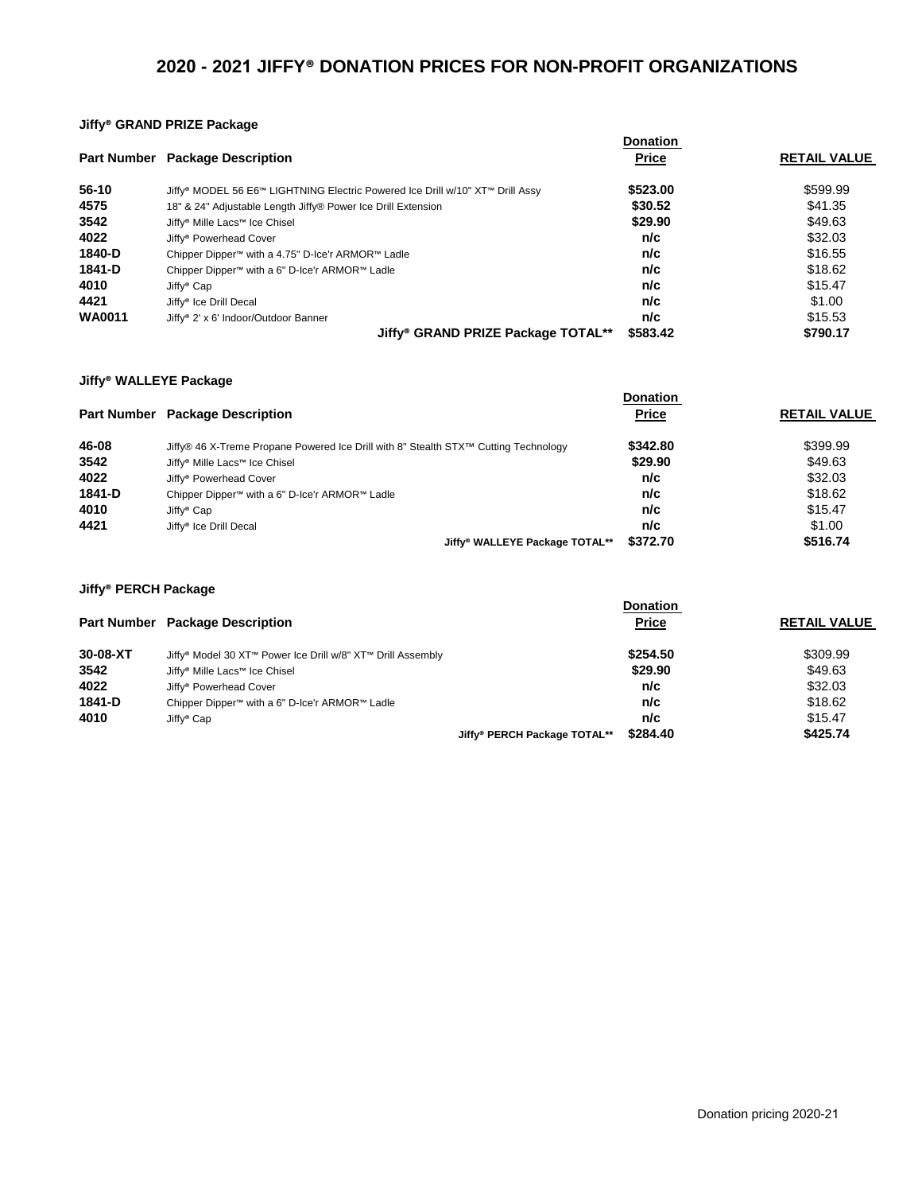# 2020 - 2021 JIFFY® DONATION PRICES FOR NON-PROFIT ORGANIZATIONS

## Jiffy® GRAND PRIZE Package

| Part Number | Package Description | Donation Price | RETAIL VALUE |
|---|---|---|---|
| 56-10 | Jiffy® MODEL 56 E6™ LIGHTNING Electric Powered Ice Drill w/10" XT™ Drill Assy | $523.00 | $599.99 |
| 4575 | 18" & 24" Adjustable Length Jiffy® Power Ice Drill Extension | $30.52 | $41.35 |
| 3542 | Jiffy® Mille Lacs™ Ice Chisel | $29.90 | $49.63 |
| 4022 | Jiffy® Powerhead Cover | n/c | $32.03 |
| 1840-D | Chipper Dipper™ with a 4.75" D-Ice'r ARMOR™ Ladle | n/c | $16.55 |
| 1841-D | Chipper Dipper™ with a 6" D-Ice'r ARMOR™ Ladle | n/c | $18.62 |
| 4010 | Jiffy® Cap | n/c | $15.47 |
| 4421 | Jiffy® Ice Drill Decal | n/c | $1.00 |
| WA0011 | Jiffy® 2' x 6' Indoor/Outdoor Banner | n/c | $15.53 |
| | **Jiffy® GRAND PRIZE Package TOTAL**** | **$583.42** | **$790.17** |

## Jiffy® WALLEYE Package

| Part Number | Package Description | Donation Price | RETAIL VALUE |
|---|---|---|---|
| 46-08 | Jiffy® 46 X-Treme Propane Powered Ice Drill with 8" Stealth STX™ Cutting Technology | $342.80 | $399.99 |
| 3542 | Jiffy® Mille Lacs™ Ice Chisel | $29.90 | $49.63 |
| 4022 | Jiffy® Powerhead Cover | n/c | $32.03 |
| 1841-D | Chipper Dipper™ with a 6" D-Ice'r ARMOR™ Ladle | n/c | $18.62 |
| 4010 | Jiffy® Cap | n/c | $15.47 |
| 4421 | Jiffy® Ice Drill Decal | n/c | $1.00 |
| | **Jiffy® WALLEYE Package TOTAL**** | **$372.70** | **$516.74** |

## Jiffy® PERCH Package

| Part Number | Package Description | Donation Price | RETAIL VALUE |
|---|---|---|---|
| 30-08-XT | Jiffy® Model 30 XT™ Power Ice Drill w/8" XT™ Drill Assembly | $254.50 | $309.99 |
| 3542 | Jiffy® Mille Lacs™ Ice Chisel | $29.90 | $49.63 |
| 4022 | Jiffy® Powerhead Cover | n/c | $32.03 |
| 1841-D | Chipper Dipper™ with a 6" D-Ice'r ARMOR™ Ladle | n/c | $18.62 |
| 4010 | Jiffy® Cap | n/c | $15.47 |
| | **Jiffy® PERCH Package TOTAL**** | **$284.40** | **$425.74** |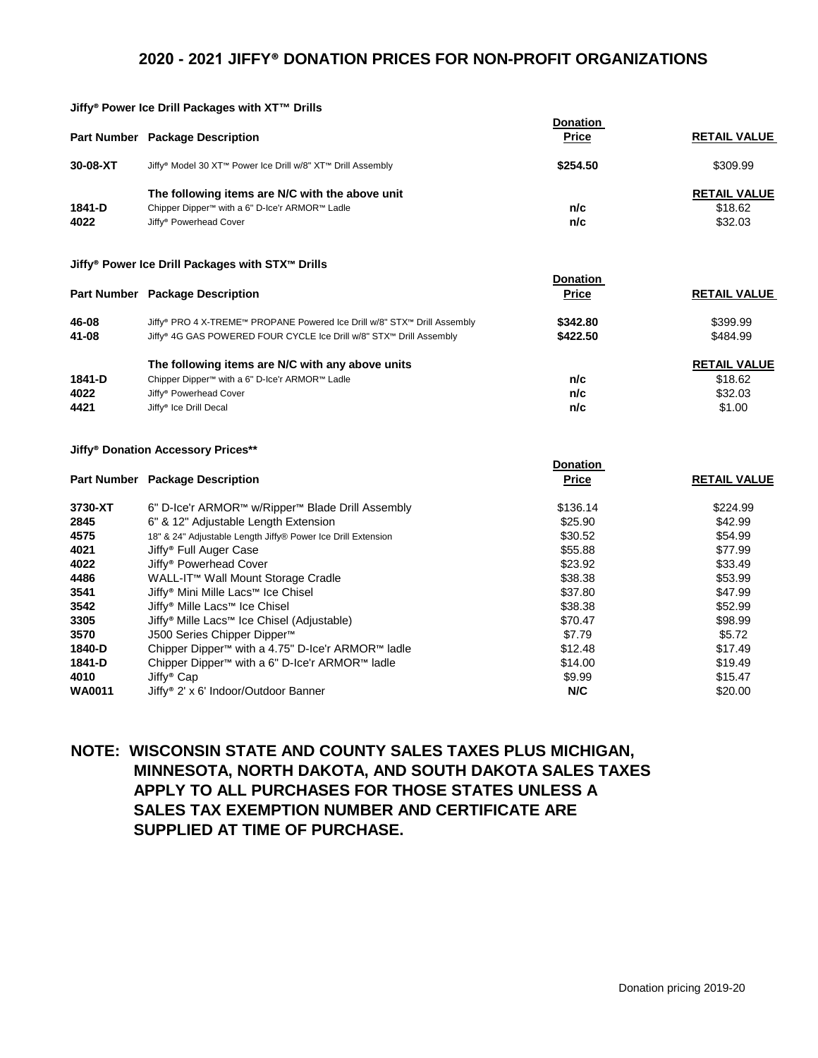# 2020 - 2021 JIFFY® DONATION PRICES FOR NON-PROFIT ORGANIZATIONS

**Jiffy® Power Ice Drill Packages with XT™ Drills**

| Part Number | Package Description | Donation Price | RETAIL VALUE |
|---|---|---|---|
| **30-08-XT** | Jiffy® Model 30 XT™ Power Ice Drill w/8" XT™ Drill Assembly | **$254.50** | $309.99 |
| | **The following items are N/C with the above unit** | | **RETAIL VALUE** |
| **1841-D** | Chipper Dipper™ with a 6" D-Ice'r ARMOR™ Ladle | **n/c** | $18.62 |
| **4022** | Jiffy® Powerhead Cover | **n/c** | $32.03 |

**Jiffy® Power Ice Drill Packages with STX™ Drills**

| Part Number | Package Description | Donation Price | RETAIL VALUE |
|---|---|---|---|
| **46-08** | Jiffy® PRO 4 X-TREME™ PROPANE Powered Ice Drill w/8" STX™ Drill Assembly | **$342.80** | $399.99 |
| **41-08** | Jiffy® 4G GAS POWERED FOUR CYCLE Ice Drill w/8" STX™ Drill Assembly | **$422.50** | $484.99 |
| | **The following items are N/C with any above units** | | **RETAIL VALUE** |
| **1841-D** | Chipper Dipper™ with a 6" D-Ice'r ARMOR™ Ladle | **n/c** | $18.62 |
| **4022** | Jiffy® Powerhead Cover | **n/c** | $32.03 |
| **4421** | Jiffy® Ice Drill Decal | **n/c** | $1.00 |

**Jiffy® Donation Accessory Prices****

| Part Number | Package Description | Donation Price | RETAIL VALUE |
|---|---|---|---|
| **3730-XT** | 6" D-Ice'r ARMOR™ w/Ripper™ Blade Drill Assembly | $136.14 | $224.99 |
| **2845** | 6" & 12" Adjustable Length Extension | $25.90 | $42.99 |
| **4575** | 18" & 24" Adjustable Length Jiffy® Power Ice Drill Extension | $30.52 | $54.99 |
| **4021** | Jiffy® Full Auger Case | $55.88 | $77.99 |
| **4022** | Jiffy® Powerhead Cover | $23.92 | $33.49 |
| **4486** | WALL-IT™ Wall Mount Storage Cradle | $38.38 | $53.99 |
| **3541** | Jiffy® Mini Mille Lacs™ Ice Chisel | $37.80 | $47.99 |
| **3542** | Jiffy® Mille Lacs™ Ice Chisel | $38.38 | $52.99 |
| **3305** | Jiffy® Mille Lacs™ Ice Chisel (Adjustable) | $70.47 | $98.99 |
| **3570** | J500 Series Chipper Dipper™ | $7.79 | $5.72 |
| **1840-D** | Chipper Dipper™ with a 4.75" D-Ice'r ARMOR™ ladle | $12.48 | $17.49 |
| **1841-D** | Chipper Dipper™ with a 6" D-Ice'r ARMOR™ ladle | $14.00 | $19.49 |
| **4010** | Jiffy® Cap | $9.99 | $15.47 |
| **WA0011** | Jiffy® 2' x 6' Indoor/Outdoor Banner | **N/C** | $20.00 |

**NOTE: WISCONSIN STATE AND COUNTY SALES TAXES PLUS MICHIGAN, MINNESOTA, NORTH DAKOTA, AND SOUTH DAKOTA SALES TAXES APPLY TO ALL PURCHASES FOR THOSE STATES UNLESS A SALES TAX EXEMPTION NUMBER AND CERTIFICATE ARE SUPPLIED AT TIME OF PURCHASE.**

Donation pricing 2019-20